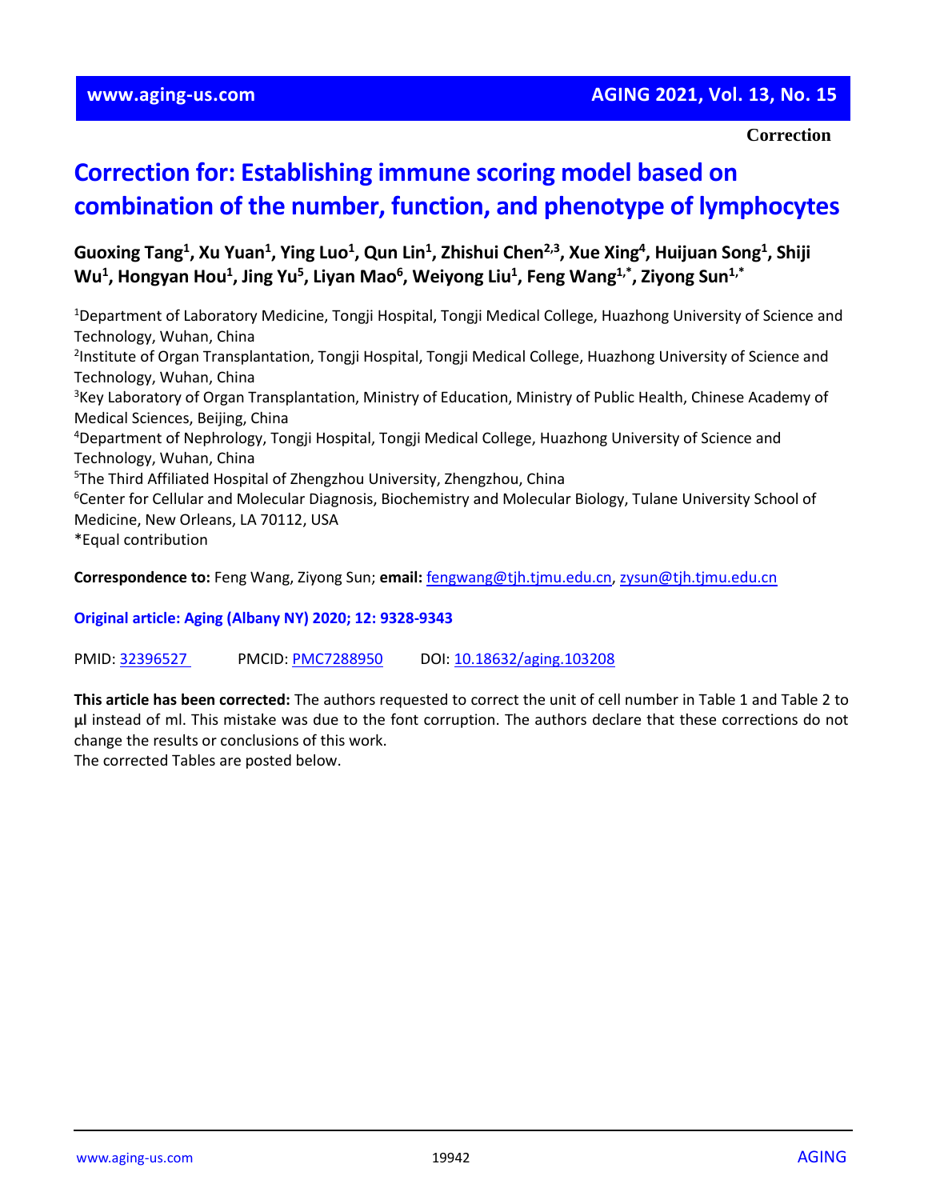Correction

# Correction for: Establishing immune scoring model based on combination of the number, function, and phenotype of lymphocytes

**Guoxing Tang[1], Xu Yuan[1], Ying Luo[1], Qun Lin[1], Zhishui Chen[2,3], Xue Xing[4], Huijuan Song[1], Shiji Wu[1], Hongyan Hou[1], Jing Yu[5], Liyan Mao[6], Weiyong Liu[1], Feng Wang[1,*], Ziyong Sun[1,*]**

[1]Department of Laboratory Medicine, Tongji Hospital, Tongji Medical College, Huazhong University of Science and Technology, Wuhan, China
[2]Institute of Organ Transplantation, Tongji Hospital, Tongji Medical College, Huazhong University of Science and Technology, Wuhan, China
[3]Key Laboratory of Organ Transplantation, Ministry of Education, Ministry of Public Health, Chinese Academy of Medical Sciences, Beijing, China
[4]Department of Nephrology, Tongji Hospital, Tongji Medical College, Huazhong University of Science and Technology, Wuhan, China
[5]The Third Affiliated Hospital of Zhengzhou University, Zhengzhou, China
[6]Center for Cellular and Molecular Diagnosis, Biochemistry and Molecular Biology, Tulane University School of Medicine, New Orleans, LA 70112, USA
*Equal contribution

**Correspondence to:** Feng Wang, Ziyong Sun; **email:** fengwang@tjh.tjmu.edu.cn, zysun@tjh.tjmu.edu.cn

**Original article: Aging (Albany NY) 2020; 12: 9328-9343**

PMID: 32396527 PMCID: PMC7288950 DOI: 10.18632/aging.103208

**This article has been corrected:** The authors requested to correct the unit of cell number in Table 1 and Table 2 to **μl** instead of ml. This mistake was due to the font corruption. The authors declare that these corrections do not change the results or conclusions of this work.
The corrected Tables are posted below.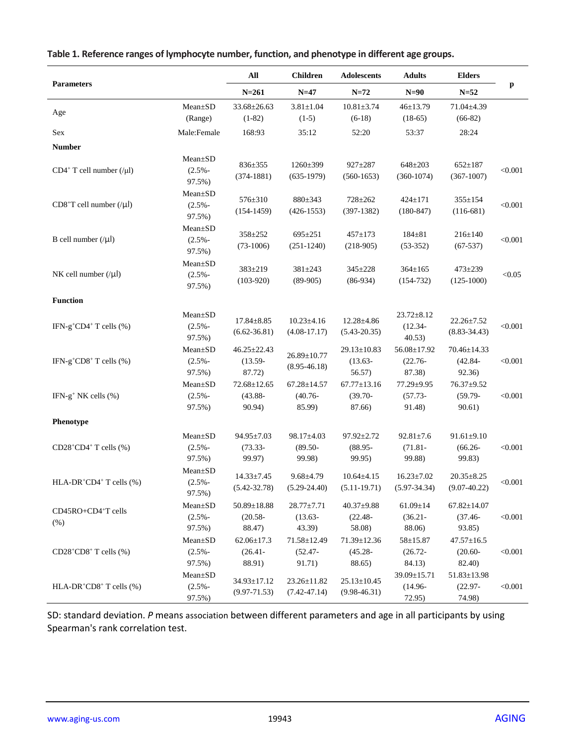**Table 1. Reference ranges of lymphocyte number, function, and phenotype in different age groups.**

| Parameters | | All | Children | Adolescents | Adults | Elders | p |
|---|---|---|---|---|---|---|---|
| | | N=261 | N=47 | N=72 | N=90 | N=52 | |
| Age | Mean±SD (Range) | 33.68±26.63 (1-82) | 3.81±1.04 (1-5) | 10.81±3.74 (6-18) | 46±13.79 (18-65) | 71.04±4.39 (66-82) | |
| Sex | Male:Female | 168:93 | 35:12 | 52:20 | 53:37 | 28:24 | |
| **Number** | | | | | | | |
| $CD4^+$ T cell number (/μl) | Mean±SD (2.5%-97.5%) | 836±355 (374-1881) | 1260±399 (635-1979) | 927±287 (560-1653) | 648±203 (360-1074) | 652±187 (367-1007) | <0.001 |
| $CD8^+$T cell number (/μl) | Mean±SD (2.5%-97.5%) | 576±310 (154-1459) | 880±343 (426-1553) | 728±262 (397-1382) | 424±171 (180-847) | 355±154 (116-681) | <0.001 |
| B cell number (/μl) | Mean±SD (2.5%-97.5%) | 358±252 (73-1006) | 695±251 (251-1240) | 457±173 (218-905) | 184±81 (53-352) | 216±140 (67-537) | <0.001 |
| NK cell number (/μl) | Mean±SD (2.5%-97.5%) | 383±219 (103-920) | 381±243 (89-905) | 345±228 (86-934) | 364±165 (154-732) | 473±239 (125-1000) | <0.05 |
| **Function** | | | | | | | |
| IFN-$g^+CD4^+$ T cells (%) | Mean±SD (2.5%-97.5%) | 17.84±8.85 (6.62-36.81) | 10.23±4.16 (4.08-17.17) | 12.28±4.86 (5.43-20.35) | 23.72±8.12 (12.34-40.53) | 22.26±7.52 (8.83-34.43) | <0.001 |
| IFN-$g^+CD8^+$ T cells (%) | Mean±SD (2.5%-97.5%) | 46.25±22.43 (13.59-87.72) | 26.89±10.77 (8.95-46.18) | 29.13±10.83 (13.63-56.57) | 56.08±17.92 (22.76-87.38) | 70.46±14.33 (42.84-92.36) | <0.001 |
| IFN-$g^+$ NK cells (%) | Mean±SD (2.5%-97.5%) | 72.68±12.65 (43.88-90.94) | 67.28±14.57 (40.76-85.99) | 67.77±13.16 (39.70-87.66) | 77.29±9.95 (57.73-91.48) | 76.37±9.52 (59.79-90.61) | <0.001 |
| **Phenotype** | | | | | | | |
| $CD28^+CD4^+$ T cells (%) | Mean±SD (2.5%-97.5%) | 94.95±7.03 (73.33-99.97) | 98.17±4.03 (89.50-99.98) | 97.92±2.72 (88.95-99.95) | 92.81±7.6 (71.81-99.88) | 91.61±9.10 (66.26-99.83) | <0.001 |
| HLA-$DR^+CD4^+$ T cells (%) | Mean±SD (2.5%-97.5%) | 14.33±7.45 (5.42-32.78) | 9.68±4.79 (5.29-24.40) | 10.64±4.15 (5.11-19.71) | 16.23±7.02 (5.97-34.34) | 20.35±8.25 (9.07-40.22) | <0.001 |
| CD45RO+$CD4^+$T cells (%) | Mean±SD (2.5%-97.5%) | 50.89±18.88 (20.58-88.47) | 28.77±7.71 (13.63-43.39) | 40.37±9.88 (22.48-58.08) | 61.09±14 (36.21-88.06) | 67.82±14.07 (37.46-93.85) | <0.001 |
| $CD28^+CD8^+$ T cells (%) | Mean±SD (2.5%-97.5%) | 62.06±17.3 (26.41-88.91) | 71.58±12.49 (52.47-91.71) | 71.39±12.36 (45.28-88.65) | 58±15.87 (26.72-84.13) | 47.57±16.5 (20.60-82.40) | <0.001 |
| HLA-$DR^+CD8^+$ T cells (%) | Mean±SD (2.5%-97.5%) | 34.93±17.12 (9.97-71.53) | 23.26±11.82 (7.42-47.14) | 25.13±10.45 (9.98-46.31) | 39.09±15.71 (14.96-72.95) | 51.83±13.98 (22.97-74.98) | <0.001 |

SD: standard deviation. *P* means association between different parameters and age in all participants by using Spearman's rank correlation test.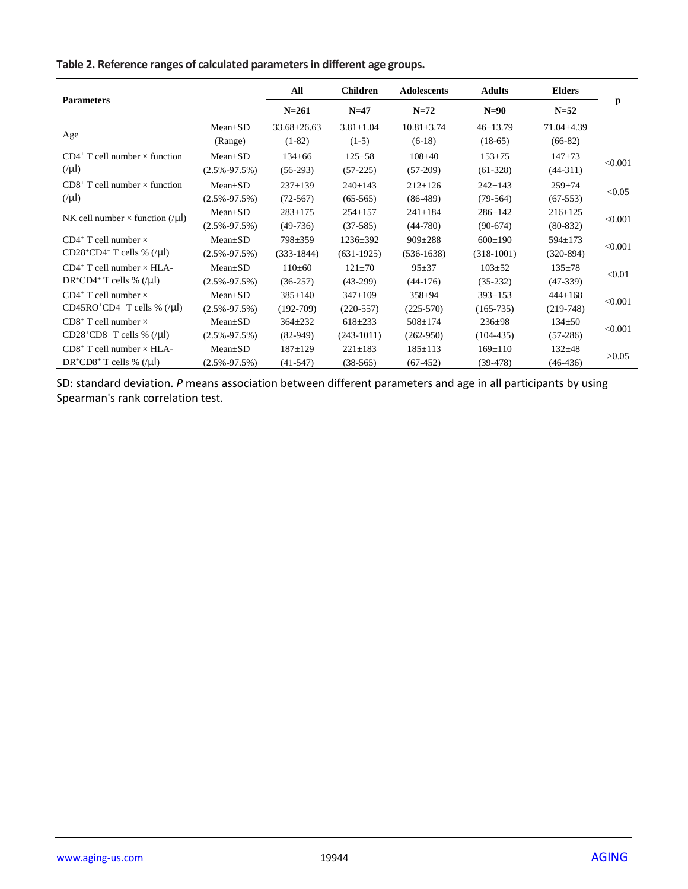**Table 2. Reference ranges of calculated parameters in different age groups.**

| Parameters | | All | Children | Adolescents | Adults | Elders | p |
|---|---|---|---|---|---|---|---|
| | | N=261 | N=47 | N=72 | N=90 | N=52 | |
| Age | Mean±SD (Range) | 33.68±26.63 (1-82) | 3.81±1.04 (1-5) | 10.81±3.74 (6-18) | 46±13.79 (18-65) | 71.04±4.39 (66-82) | |
| $CD4^+$ T cell number × function (/μl) | Mean±SD (2.5%-97.5%) | 134±66 (56-293) | 125±58 (57-225) | 108±40 (57-209) | 153±75 (61-328) | 147±73 (44-311) | <0.001 |
| $CD8^+$ T cell number × function (/μl) | Mean±SD (2.5%-97.5%) | 237±139 (72-567) | 240±143 (65-565) | 212±126 (86-489) | 242±143 (79-564) | 259±74 (67-553) | <0.05 |
| NK cell number × function (/μl) | Mean±SD (2.5%-97.5%) | 283±175 (49-736) | 254±157 (37-585) | 241±184 (44-780) | 286±142 (90-674) | 216±125 (80-832) | <0.001 |
| $CD4^+$ T cell number × $CD28^+CD4^+$ T cells % (/μl) | Mean±SD (2.5%-97.5%) | 798±359 (333-1844) | 1236±392 (631-1925) | 909±288 (536-1638) | 600±190 (318-1001) | 594±173 (320-894) | <0.001 |
| $CD4^+$ T cell number × HLA-$DR^+CD4^+$ T cells % (/μl) | Mean±SD (2.5%-97.5%) | 110±60 (36-257) | 121±70 (43-299) | 95±37 (44-176) | 103±52 (35-232) | 135±78 (47-339) | <0.01 |
| $CD4^+$ T cell number × $CD45RO^+CD4^+$ T cells % (/μl) | Mean±SD (2.5%-97.5%) | 385±140 (192-709) | 347±109 (220-557) | 358±94 (225-570) | 393±153 (165-735) | 444±168 (219-748) | <0.001 |
| $CD8^+$ T cell number × $CD28^+CD8^+$ T cells % (/μl) | Mean±SD (2.5%-97.5%) | 364±232 (82-949) | 618±233 (243-1011) | 508±174 (262-950) | 236±98 (104-435) | 134±50 (57-286) | <0.001 |
| $CD8^+$ T cell number × HLA-$DR^+CD8^+$ T cells % (/μl) | Mean±SD (2.5%-97.5%) | 187±129 (41-547) | 221±183 (38-565) | 185±113 (67-452) | 169±110 (39-478) | 132±48 (46-436) | >0.05 |

SD: standard deviation. *P* means association between different parameters and age in all participants by using Spearman's rank correlation test.